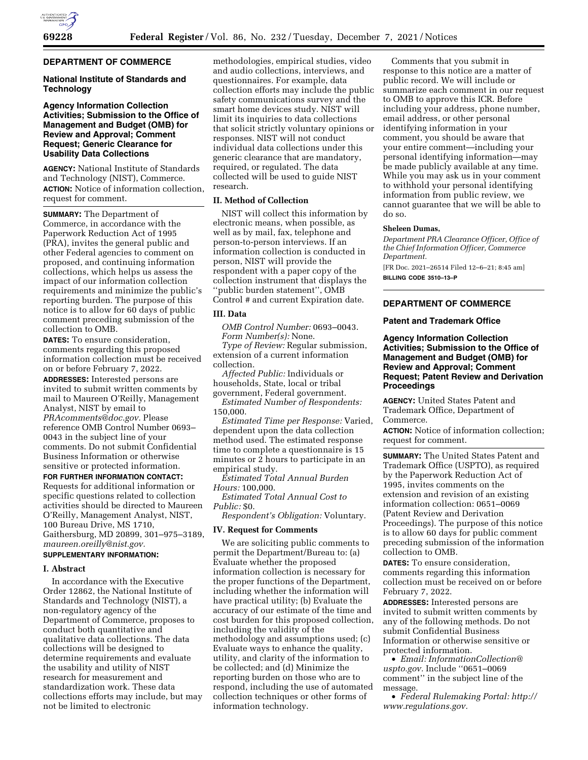## DEPARTMENT OF COMMERCE

### National Institute of Standards and Technology

### Agency Information Collection Activities; Submission to the Office of Management and Budget (OMB) for Review and Approval; Comment Request; Generic Clearance for Usability Data Collections

**AGENCY:** National Institute of Standards and Technology (NIST), Commerce.

**ACTION:** Notice of information collection, request for comment.

**SUMMARY:** The Department of Commerce, in accordance with the Paperwork Reduction Act of 1995 (PRA), invites the general public and other Federal agencies to comment on proposed, and continuing information collections, which helps us assess the impact of our information collection requirements and minimize the public's reporting burden. The purpose of this notice is to allow for 60 days of public comment preceding submission of the collection to OMB.

**DATES:** To ensure consideration, comments regarding this proposed information collection must be received on or before February 7, 2022.

**ADDRESSES:** Interested persons are invited to submit written comments by mail to Maureen O'Reilly, Management Analyst, NIST by email to *PRAcomments@doc.gov.* Please reference OMB Control Number 0693–0043 in the subject line of your comments. Do not submit Confidential Business Information or otherwise sensitive or protected information.

**FOR FURTHER INFORMATION CONTACT:** Requests for additional information or specific questions related to collection activities should be directed to Maureen O'Reilly, Management Analyst, NIST, 100 Bureau Drive, MS 1710, Gaithersburg, MD 20899, 301–975–3189, *maureen.oreilly@nist.gov.*

**SUPPLEMENTARY INFORMATION:**

#### I. Abstract

In accordance with the Executive Order 12862, the National Institute of Standards and Technology (NIST), a non-regulatory agency of the Department of Commerce, proposes to conduct both quantitative and qualitative data collections. The data collections will be designed to determine requirements and evaluate the usability and utility of NIST research for measurement and standardization work. These data collections efforts may include, but may not be limited to electronic methodologies, empirical studies, video and audio collections, interviews, and questionnaires. For example, data collection efforts may include the public safety communications survey and the smart home devices study. NIST will limit its inquiries to data collections that solicit strictly voluntary opinions or responses. NIST will not conduct individual data collections under this generic clearance that are mandatory, required, or regulated. The data collected will be used to guide NIST research.

#### II. Method of Collection

NIST will collect this information by electronic means, when possible, as well as by mail, fax, telephone and person-to-person interviews. If an information collection is conducted in person, NIST will provide the respondent with a paper copy of the collection instrument that displays the "public burden statement", OMB Control # and current Expiration date.

#### III. Data

*OMB Control Number:* 0693–0043.

*Form Number(s):* None.

*Type of Review:* Regular submission, extension of a current information collection.

*Affected Public:* Individuals or households, State, local or tribal government, Federal government.

*Estimated Number of Respondents:* 150,000.

*Estimated Time per Response:* Varied, dependent upon the data collection method used. The estimated response time to complete a questionnaire is 15 minutes or 2 hours to participate in an empirical study.

*Estimated Total Annual Burden Hours:* 100,000.

*Estimated Total Annual Cost to Public:* $0.

*Respondent's Obligation:* Voluntary.

#### IV. Request for Comments

We are soliciting public comments to permit the Department/Bureau to: (a) Evaluate whether the proposed information collection is necessary for the proper functions of the Department, including whether the information will have practical utility; (b) Evaluate the accuracy of our estimate of the time and cost burden for this proposed collection, including the validity of the methodology and assumptions used; (c) Evaluate ways to enhance the quality, utility, and clarity of the information to be collected; and (d) Minimize the reporting burden on those who are to respond, including the use of automated collection techniques or other forms of information technology.

Comments that you submit in response to this notice are a matter of public record. We will include or summarize each comment in our request to OMB to approve this ICR. Before including your address, phone number, email address, or other personal identifying information in your comment, you should be aware that your entire comment—including your personal identifying information—may be made publicly available at any time. While you may ask us in your comment to withhold your personal identifying information from public review, we cannot guarantee that we will be able to do so.

**Sheleen Dumas,**

*Department PRA Clearance Officer, Office of the Chief Information Officer, Commerce Department.*

[FR Doc. 2021–26514 Filed 12–6–21; 8:45 am]

**BILLING CODE 3510–13–P**

---

## DEPARTMENT OF COMMERCE

### Patent and Trademark Office

### Agency Information Collection Activities; Submission to the Office of Management and Budget (OMB) for Review and Approval; Comment Request; Patent Review and Derivation Proceedings

**AGENCY:** United States Patent and Trademark Office, Department of Commerce.

**ACTION:** Notice of information collection; request for comment.

**SUMMARY:** The United States Patent and Trademark Office (USPTO), as required by the Paperwork Reduction Act of 1995, invites comments on the extension and revision of an existing information collection: 0651–0069 (Patent Review and Derivation Proceedings). The purpose of this notice is to allow 60 days for public comment preceding submission of the information collection to OMB.

**DATES:** To ensure consideration, comments regarding this information collection must be received on or before February 7, 2022.

**ADDRESSES:** Interested persons are invited to submit written comments by any of the following methods. Do not submit Confidential Business Information or otherwise sensitive or protected information.

- *Email: InformationCollection@uspto.gov.* Include "0651–0069 comment" in the subject line of the message.
- *Federal Rulemaking Portal: http://www.regulations.gov.*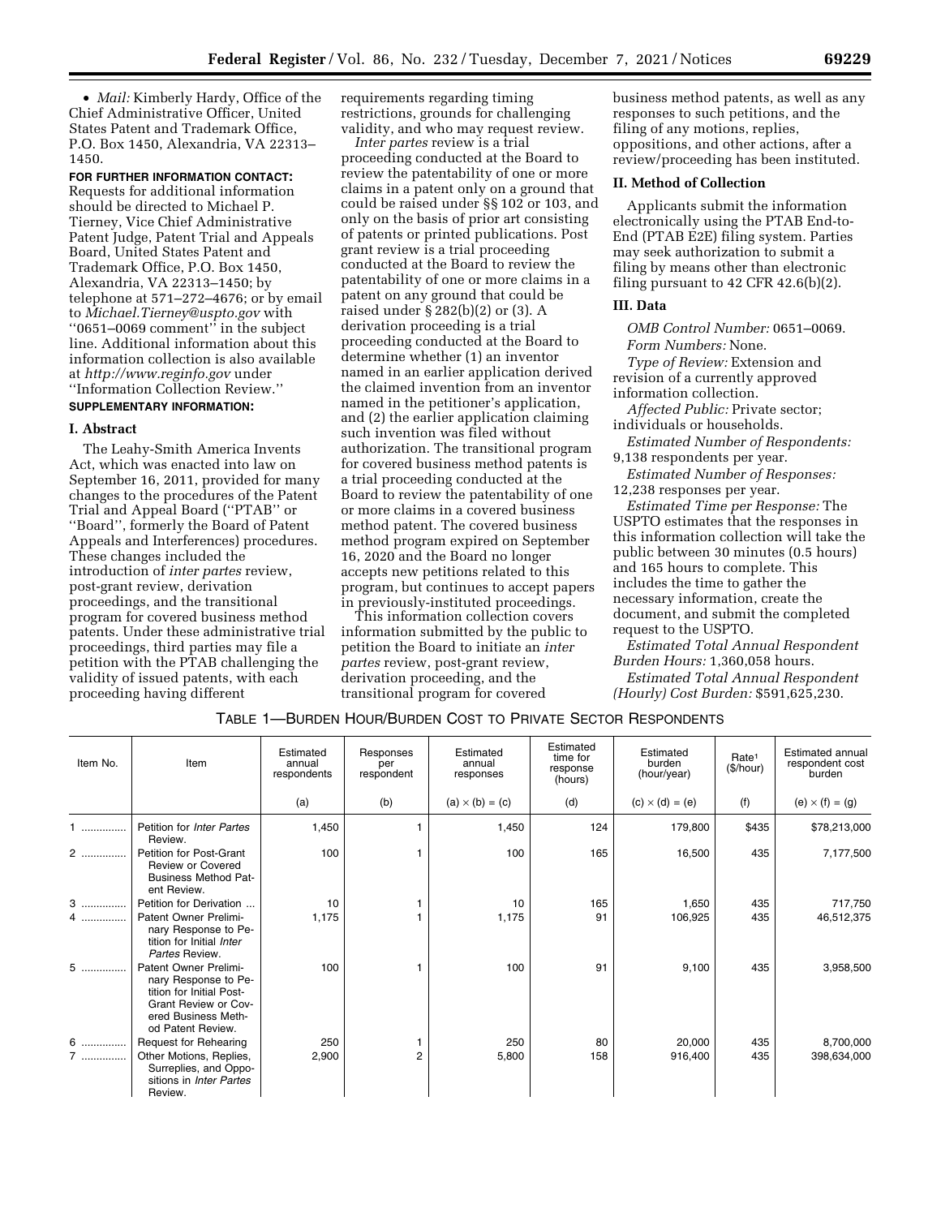• *Mail:* Kimberly Hardy, Office of the Chief Administrative Officer, United States Patent and Trademark Office, P.O. Box 1450, Alexandria, VA 22313–1450.

**FOR FURTHER INFORMATION CONTACT:** Requests for additional information should be directed to Michael P. Tierney, Vice Chief Administrative Patent Judge, Patent Trial and Appeals Board, United States Patent and Trademark Office, P.O. Box 1450, Alexandria, VA 22313–1450; by telephone at 571–272–4676; or by email to *Michael.Tierney@uspto.gov* with ''0651–0069 comment'' in the subject line. Additional information about this information collection is also available at *http://www.reginfo.gov* under ''Information Collection Review.''

**SUPPLEMENTARY INFORMATION:**

## I. Abstract

The Leahy-Smith America Invents Act, which was enacted into law on September 16, 2011, provided for many changes to the procedures of the Patent Trial and Appeal Board (''PTAB'' or ''Board'', formerly the Board of Patent Appeals and Interferences) procedures. These changes included the introduction of *inter partes* review, post-grant review, derivation proceedings, and the transitional program for covered business method patents. Under these administrative trial proceedings, third parties may file a petition with the PTAB challenging the validity of issued patents, with each proceeding having different requirements regarding timing restrictions, grounds for challenging validity, and who may request review.

*Inter partes* review is a trial proceeding conducted at the Board to review the patentability of one or more claims in a patent only on a ground that could be raised under §§ 102 or 103, and only on the basis of prior art consisting of patents or printed publications. Post grant review is a trial proceeding conducted at the Board to review the patentability of one or more claims in a patent on any ground that could be raised under § 282(b)(2) or (3). A derivation proceeding is a trial proceeding conducted at the Board to determine whether (1) an inventor named in an earlier application derived the claimed invention from an inventor named in the petitioner's application, and (2) the earlier application claiming such invention was filed without authorization. The transitional program for covered business method patents is a trial proceeding conducted at the Board to review the patentability of one or more claims in a covered business method patent. The covered business method program expired on September 16, 2020 and the Board no longer accepts new petitions related to this program, but continues to accept papers in previously-instituted proceedings.

This information collection covers information submitted by the public to petition the Board to initiate an *inter partes* review, post-grant review, derivation proceeding, and the transitional program for covered business method patents, as well as any responses to such petitions, and the filing of any motions, replies, oppositions, and other actions, after a review/proceeding has been instituted.

## II. Method of Collection

Applicants submit the information electronically using the PTAB End-to-End (PTAB E2E) filing system. Parties may seek authorization to submit a filing by means other than electronic filing pursuant to 42 CFR 42.6(b)(2).

## III. Data

*OMB Control Number:* 0651–0069.

*Form Numbers:* None.

*Type of Review:* Extension and revision of a currently approved information collection.

*Affected Public:* Private sector; individuals or households.

*Estimated Number of Respondents:* 9,138 respondents per year.

*Estimated Number of Responses:* 12,238 responses per year.

*Estimated Time per Response:* The USPTO estimates that the responses in this information collection will take the public between 30 minutes (0.5 hours) and 165 hours to complete. This includes the time to gather the necessary information, create the document, and submit the completed request to the USPTO.

*Estimated Total Annual Respondent Burden Hours:* 1,360,058 hours.

*Estimated Total Annual Respondent (Hourly) Cost Burden:* $591,625,230.

TABLE 1—BURDEN HOUR/BURDEN COST TO PRIVATE SECTOR RESPONDENTS

| Item No. | Item | Estimated annual respondents | Responses per respondent | Estimated annual responses | Estimated time for response (hours) | Estimated burden (hour/year) | Rate[1] ($/hour) | Estimated annual respondent cost burden |
|---|---|---|---|---|---|---|---|---|
| | | (a) | (b) | (a) × (b) = (c) | (d) | (c) × (d) = (e) | (f) | (e) × (f) = (g) |
| 1 | Petition for *Inter Partes* Review. | 1,450 | 1 | 1,450 | 124 | 179,800 | $435 | $78,213,000 |
| 2 | Petition for Post-Grant Review or Covered Business Method Patent Review. | 100 | 1 | 100 | 165 | 16,500 | 435 | 7,177,500 |
| 3 | Petition for Derivation | 10 | 1 | 10 | 165 | 1,650 | 435 | 717,750 |
| 4 | Patent Owner Preliminary Response to Petition for Initial *Inter Partes* Review. | 1,175 | 1 | 1,175 | 91 | 106,925 | 435 | 46,512,375 |
| 5 | Patent Owner Preliminary Response to Petition for Initial Post-Grant Review or Covered Business Method Patent Review. | 100 | 1 | 100 | 91 | 9,100 | 435 | 3,958,500 |
| 6 | Request for Rehearing | 250 | 1 | 250 | 80 | 20,000 | 435 | 8,700,000 |
| 7 | Other Motions, Replies, Surreplies, and Oppositions in *Inter Partes* Review. | 2,900 | 2 | 5,800 | 158 | 916,400 | 435 | 398,634,000 |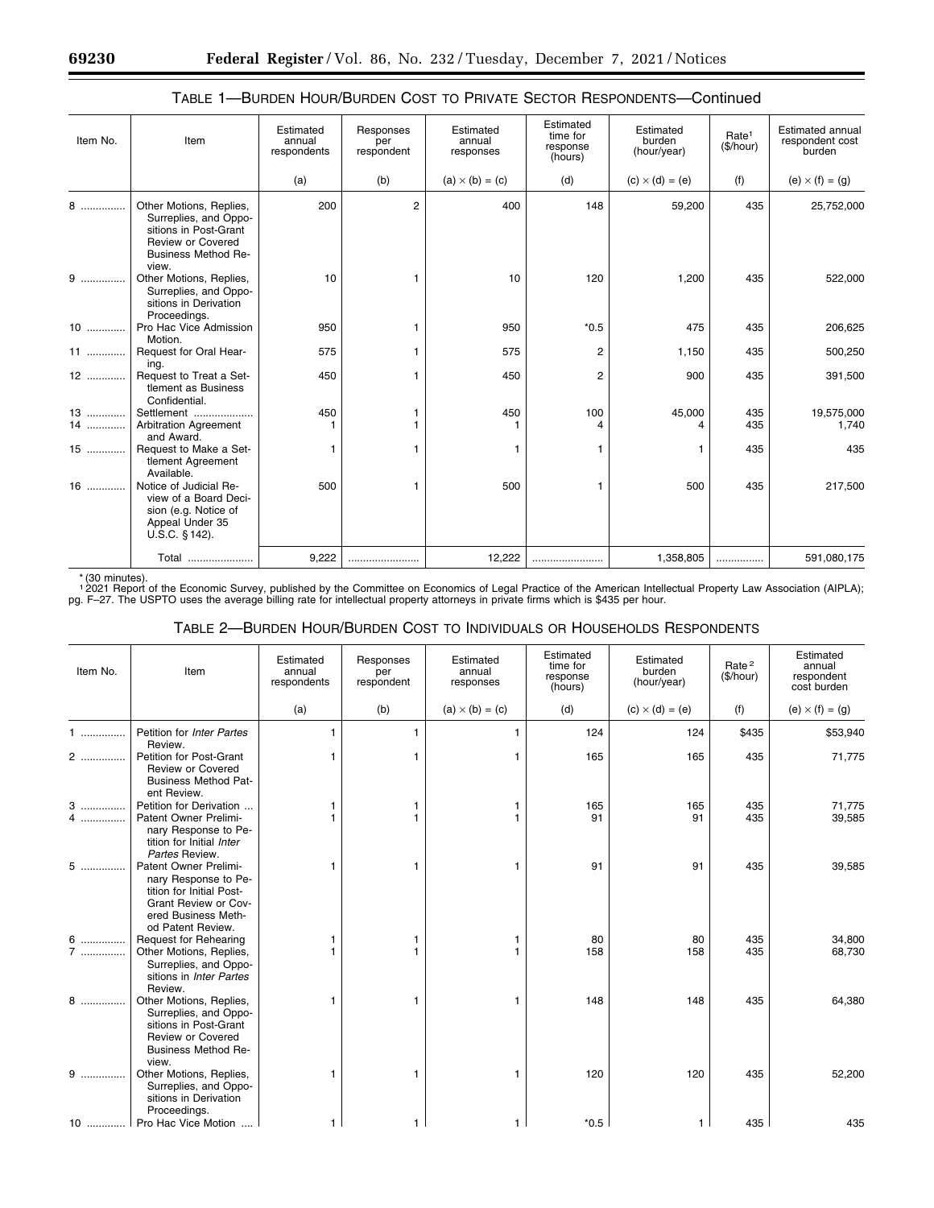## TABLE 1—BURDEN HOUR/BURDEN COST TO PRIVATE SECTOR RESPONDENTS—Continued

| Item No. | Item | Estimated annual respondents | Responses per respondent | Estimated annual responses | Estimated time for response (hours) | Estimated burden (hour/year) | Rate[1] ($/hour) | Estimated annual respondent cost burden |
|---|---|---|---|---|---|---|---|---|
| | | (a) | (b) | (a) × (b) = (c) | (d) | (c) × (d) = (e) | (f) | (e) × (f) = (g) |
| 8 | Other Motions, Replies, Surreplies, and Oppositions in Post-Grant Review or Covered Business Method Review. | 200 | 2 | 400 | 148 | 59,200 | 435 | 25,752,000 |
| 9 | Other Motions, Replies, Surreplies, and Oppositions in Derivation Proceedings. | 10 | 1 | 10 | 120 | 1,200 | 435 | 522,000 |
| 10 | Pro Hac Vice Admission Motion. | 950 | 1 | 950 | *0.5 | 475 | 435 | 206,625 |
| 11 | Request for Oral Hearing. | 575 | 1 | 575 | 2 | 1,150 | 435 | 500,250 |
| 12 | Request to Treat a Settlement as Business Confidential. | 450 | 1 | 450 | 2 | 900 | 435 | 391,500 |
| 13 | Settlement | 450 | 1 | 450 | 100 | 45,000 | 435 | 19,575,000 |
| 14 | Arbitration Agreement and Award. | 1 | 1 | 1 | 4 | 4 | 435 | 1,740 |
| 15 | Request to Make a Settlement Agreement Available. | 1 | 1 | 1 | 1 | 1 | 435 | 435 |
| 16 | Notice of Judicial Review of a Board Decision (e.g. Notice of Appeal Under 35 U.S.C. § 142). | 500 | 1 | 500 | 1 | 500 | 435 | 217,500 |
| | Total | 9,222 | | 12,222 | | 1,358,805 | | 591,080,175 |

* (30 minutes).

[1] 2021 Report of the Economic Survey, published by the Committee on Economics of Legal Practice of the American Intellectual Property Law Association (AIPLA); pg. F–27. The USPTO uses the average billing rate for intellectual property attorneys in private firms which is $435 per hour.

## TABLE 2—BURDEN HOUR/BURDEN COST TO INDIVIDUALS OR HOUSEHOLDS RESPONDENTS

| Item No. | Item | Estimated annual respondents | Responses per respondent | Estimated annual responses | Estimated time for response (hours) | Estimated burden (hour/year) | Rate[2] ($/hour) | Estimated annual respondent cost burden |
|---|---|---|---|---|---|---|---|---|
| | | (a) | (b) | (a) × (b) = (c) | (d) | (c) × (d) = (e) | (f) | (e) × (f) = (g) |
| 1 | Petition for *Inter Partes* Review. | 1 | 1 | 1 | 124 | 124 | $435 | $53,940 |
| 2 | Petition for Post-Grant Review or Covered Business Method Patent Review. | 1 | 1 | 1 | 165 | 165 | 435 | 71,775 |
| 3 | Petition for Derivation | 1 | 1 | 1 | 165 | 165 | 435 | 71,775 |
| 4 | Patent Owner Preliminary Response to Petition for Initial *Inter Partes* Review. | 1 | 1 | 1 | 91 | 91 | 435 | 39,585 |
| 5 | Patent Owner Preliminary Response to Petition for Initial Post-Grant Review or Covered Business Method Patent Review. | 1 | 1 | 1 | 91 | 91 | 435 | 39,585 |
| 6 | Request for Rehearing | 1 | 1 | 1 | 80 | 80 | 435 | 34,800 |
| 7 | Other Motions, Replies, Surreplies, and Oppositions in *Inter Partes* Review. | 1 | 1 | 1 | 158 | 158 | 435 | 68,730 |
| 8 | Other Motions, Replies, Surreplies, and Oppositions in Post-Grant Review or Covered Business Method Review. | 1 | 1 | 1 | 148 | 148 | 435 | 64,380 |
| 9 | Other Motions, Replies, Surreplies, and Oppositions in Derivation Proceedings. | 1 | 1 | 1 | 120 | 120 | 435 | 52,200 |
| 10 | Pro Hac Vice Motion | 1 | 1 | 1 | *0.5 | 1 | 435 | 435 |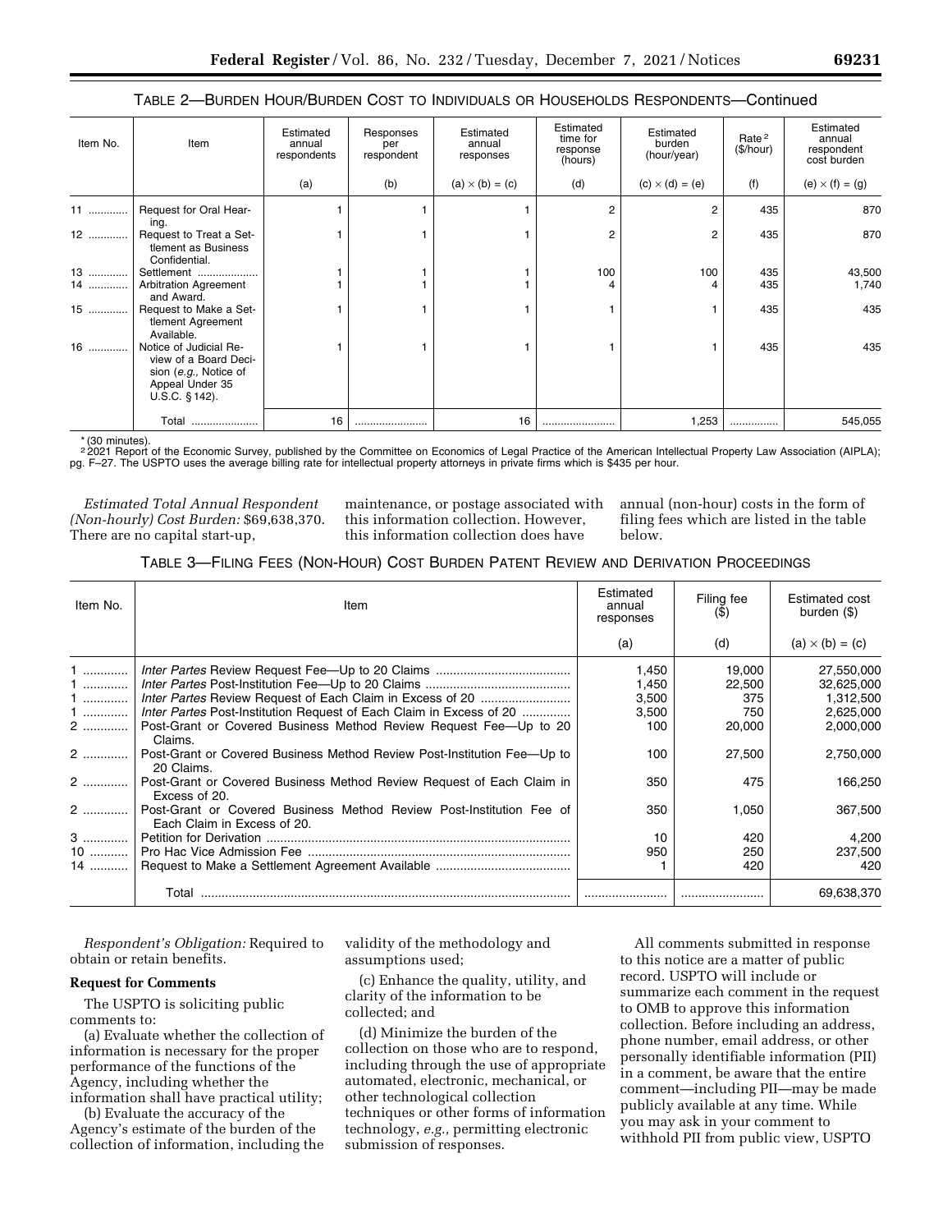TABLE 2—BURDEN HOUR/BURDEN COST TO INDIVIDUALS OR HOUSEHOLDS RESPONDENTS—Continued

| Item No. | Item | Estimated annual respondents | Responses per respondent | Estimated annual responses | Estimated time for response (hours) | Estimated burden (hour/year) | Rate [2] ($/hour) | Estimated annual respondent cost burden |
|---|---|---|---|---|---|---|---|---|
| | | (a) | (b) | (a) × (b) = (c) | (d) | (c) × (d) = (e) | (f) | (e) × (f) = (g) |
| 11 | Request for Oral Hearing. | 1 | 1 | 1 | 2 | 2 | 435 | 870 |
| 12 | Request to Treat a Settlement as Business Confidential. | 1 | 1 | 1 | 2 | 2 | 435 | 870 |
| 13 | Settlement | 1 | 1 | 1 | 100 | 100 | 435 | 43,500 |
| 14 | Arbitration Agreement and Award. | 1 | 1 | 1 | 4 | 4 | 435 | 1,740 |
| 15 | Request to Make a Settlement Agreement Available. | 1 | 1 | 1 | 1 | 1 | 435 | 435 |
| 16 | Notice of Judicial Review of a Board Decision (*e.g.,* Notice of Appeal Under 35 U.S.C. § 142). | 1 | 1 | 1 | 1 | 1 | 435 | 435 |
| | Total | 16 | | 16 | | 1,253 | | 545,055 |

* (30 minutes).

[2] 2021 Report of the Economic Survey, published by the Committee on Economics of Legal Practice of the American Intellectual Property Law Association (AIPLA); pg. F–27. The USPTO uses the average billing rate for intellectual property attorneys in private firms which is $435 per hour.

*Estimated Total Annual Respondent (Non-hourly) Cost Burden:* $69,638,370. There are no capital start-up, maintenance, or postage associated with this information collection. However, this information collection does have annual (non-hour) costs in the form of filing fees which are listed in the table below.

TABLE 3—FILING FEES (NON-HOUR) COST BURDEN PATENT REVIEW AND DERIVATION PROCEEDINGS

| Item No. | Item | Estimated annual responses | Filing fee ($) | Estimated cost burden ($) |
|---|---|---|---|---|
| | | (a) | (d) | (a) × (b) = (c) |
| 1 | *Inter Partes* Review Request Fee—Up to 20 Claims | 1,450 | 19,000 | 27,550,000 |
| 1 | *Inter Partes* Post-Institution Fee—Up to 20 Claims | 1,450 | 22,500 | 32,625,000 |
| 1 | *Inter Partes* Review Request of Each Claim in Excess of 20 | 3,500 | 375 | 1,312,500 |
| 1 | *Inter Partes* Post-Institution Request of Each Claim in Excess of 20 | 3,500 | 750 | 2,625,000 |
| 2 | Post-Grant or Covered Business Method Review Request Fee—Up to 20 Claims. | 100 | 20,000 | 2,000,000 |
| 2 | Post-Grant or Covered Business Method Review Post-Institution Fee—Up to 20 Claims. | 100 | 27,500 | 2,750,000 |
| 2 | Post-Grant or Covered Business Method Review Request of Each Claim in Excess of 20. | 350 | 475 | 166,250 |
| 2 | Post-Grant or Covered Business Method Review Post-Institution Fee of Each Claim in Excess of 20. | 350 | 1,050 | 367,500 |
| 3 | Petition for Derivation | 10 | 420 | 4,200 |
| 10 | Pro Hac Vice Admission Fee | 950 | 250 | 237,500 |
| 14 | Request to Make a Settlement Agreement Available | 1 | 420 | 420 |
| | Total | | | 69,638,370 |

*Respondent's Obligation:* Required to obtain or retain benefits.

**Request for Comments**

The USPTO is soliciting public comments to:

(a) Evaluate whether the collection of information is necessary for the proper performance of the functions of the Agency, including whether the information shall have practical utility;

(b) Evaluate the accuracy of the Agency's estimate of the burden of the collection of information, including the validity of the methodology and assumptions used;

(c) Enhance the quality, utility, and clarity of the information to be collected; and

(d) Minimize the burden of the collection on those who are to respond, including through the use of appropriate automated, electronic, mechanical, or other technological collection techniques or other forms of information technology, *e.g.,* permitting electronic submission of responses.

All comments submitted in response to this notice are a matter of public record. USPTO will include or summarize each comment in the request to OMB to approve this information collection. Before including an address, phone number, email address, or other personally identifiable information (PII) in a comment, be aware that the entire comment—including PII—may be made publicly available at any time. While you may ask in your comment to withhold PII from public view, USPTO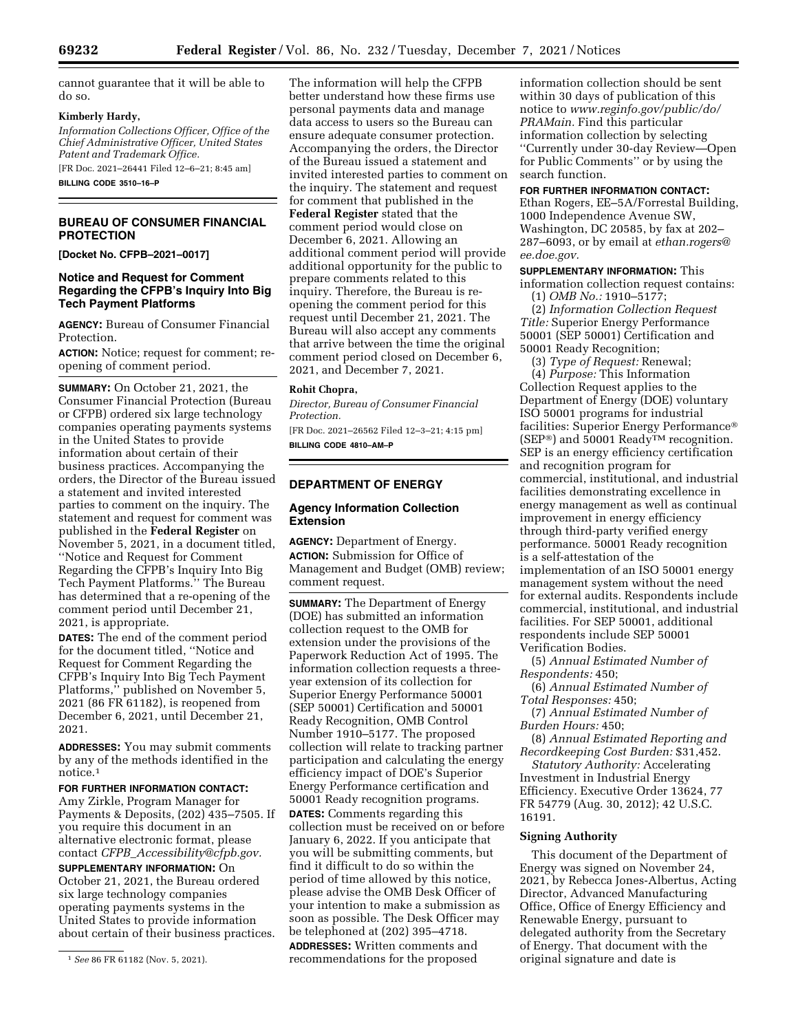cannot guarantee that it will be able to do so.

**Kimberly Hardy,**

*Information Collections Officer, Office of the Chief Administrative Officer, United States Patent and Trademark Office.*

[FR Doc. 2021–26441 Filed 12–6–21; 8:45 am]

**BILLING CODE 3510–16–P**

## BUREAU OF CONSUMER FINANCIAL PROTECTION

**[Docket No. CFPB–2021–0017]**

### Notice and Request for Comment Regarding the CFPB's Inquiry Into Big Tech Payment Platforms

**AGENCY:** Bureau of Consumer Financial Protection.

**ACTION:** Notice; request for comment; re-opening of comment period.

**SUMMARY:** On October 21, 2021, the Consumer Financial Protection (Bureau or CFPB) ordered six large technology companies operating payments systems in the United States to provide information about certain of their business practices. Accompanying the orders, the Director of the Bureau issued a statement and invited interested parties to comment on the inquiry. The statement and request for comment was published in the **Federal Register** on November 5, 2021, in a document titled, ''Notice and Request for Comment Regarding the CFPB's Inquiry Into Big Tech Payment Platforms.'' The Bureau has determined that a re-opening of the comment period until December 21, 2021, is appropriate.

**DATES:** The end of the comment period for the document titled, ''Notice and Request for Comment Regarding the CFPB's Inquiry Into Big Tech Payment Platforms,'' published on November 5, 2021 (86 FR 61182), is reopened from December 6, 2021, until December 21, 2021.

**ADDRESSES:** You may submit comments by any of the methods identified in the notice.[1]

**FOR FURTHER INFORMATION CONTACT:** Amy Zirkle, Program Manager for Payments & Deposits, (202) 435–7505. If you require this document in an alternative electronic format, please contact *CFPB_Accessibility@cfpb.gov.*

**SUPPLEMENTARY INFORMATION:** On October 21, 2021, the Bureau ordered six large technology companies operating payments systems in the United States to provide information about certain of their business practices. The information will help the CFPB better understand how these firms use personal payments data and manage data access to users so the Bureau can ensure adequate consumer protection. Accompanying the orders, the Director of the Bureau issued a statement and invited interested parties to comment on the inquiry. The statement and request for comment that published in the **Federal Register** stated that the comment period would close on December 6, 2021. Allowing an additional comment period will provide additional opportunity for the public to prepare comments related to this inquiry. Therefore, the Bureau is re-opening the comment period for this request until December 21, 2021. The Bureau will also accept any comments that arrive between the time the original comment period closed on December 6, 2021, and December 7, 2021.

**Rohit Chopra,**

*Director, Bureau of Consumer Financial Protection.*

[FR Doc. 2021–26562 Filed 12–3–21; 4:15 pm]

**BILLING CODE 4810–AM–P**

[1] *See* 86 FR 61182 (Nov. 5, 2021).

## DEPARTMENT OF ENERGY

### Agency Information Collection Extension

**AGENCY:** Department of Energy.

**ACTION:** Submission for Office of Management and Budget (OMB) review; comment request.

**SUMMARY:** The Department of Energy (DOE) has submitted an information collection request to the OMB for extension under the provisions of the Paperwork Reduction Act of 1995. The information collection requests a three-year extension of its collection for Superior Energy Performance 50001 (SEP 50001) Certification and 50001 Ready Recognition, OMB Control Number 1910–5177. The proposed collection will relate to tracking partner participation and calculating the energy efficiency impact of DOE's Superior Energy Performance certification and 50001 Ready recognition programs.

**DATES:** Comments regarding this collection must be received on or before January 6, 2022. If you anticipate that you will be submitting comments, but find it difficult to do so within the period of time allowed by this notice, please advise the OMB Desk Officer of your intention to make a submission as soon as possible. The Desk Officer may be telephoned at (202) 395–4718.

**ADDRESSES:** Written comments and recommendations for the proposed information collection should be sent within 30 days of publication of this notice to *www.reginfo.gov/public/do/PRAMain.* Find this particular information collection by selecting ''Currently under 30-day Review—Open for Public Comments'' or by using the search function.

**FOR FURTHER INFORMATION CONTACT:** Ethan Rogers, EE–5A/Forrestal Building, 1000 Independence Avenue SW, Washington, DC 20585, by fax at 202–287–6093, or by email at *ethan.rogers@ee.doe.gov.*

**SUPPLEMENTARY INFORMATION:** This information collection request contains:

(1) *OMB No.:* 1910–5177;

(2) *Information Collection Request Title:* Superior Energy Performance 50001 (SEP 50001) Certification and 50001 Ready Recognition;

(3) *Type of Request:* Renewal;

(4) *Purpose:* This Information Collection Request applies to the Department of Energy (DOE) voluntary ISO 50001 programs for industrial facilities: Superior Energy Performance® (SEP®) and 50001 Ready™ recognition. SEP is an energy efficiency certification and recognition program for commercial, institutional, and industrial facilities demonstrating excellence in energy management as well as continual improvement in energy efficiency through third-party verified energy performance. 50001 Ready recognition is a self-attestation of the implementation of an ISO 50001 energy management system without the need for external audits. Respondents include commercial, institutional, and industrial facilities. For SEP 50001, additional respondents include SEP 50001 Verification Bodies.

(5) *Annual Estimated Number of Respondents:* 450;

(6) *Annual Estimated Number of Total Responses:* 450;

(7) *Annual Estimated Number of Burden Hours:* 450;

(8) *Annual Estimated Reporting and Recordkeeping Cost Burden:* $31,452.

*Statutory Authority:* Accelerating Investment in Industrial Energy Efficiency. Executive Order 13624, 77 FR 54779 (Aug. 30, 2012); 42 U.S.C. 16191.

### Signing Authority

This document of the Department of Energy was signed on November 24, 2021, by Rebecca Jones-Albertus, Acting Director, Advanced Manufacturing Office, Office of Energy Efficiency and Renewable Energy, pursuant to delegated authority from the Secretary of Energy. That document with the original signature and date is